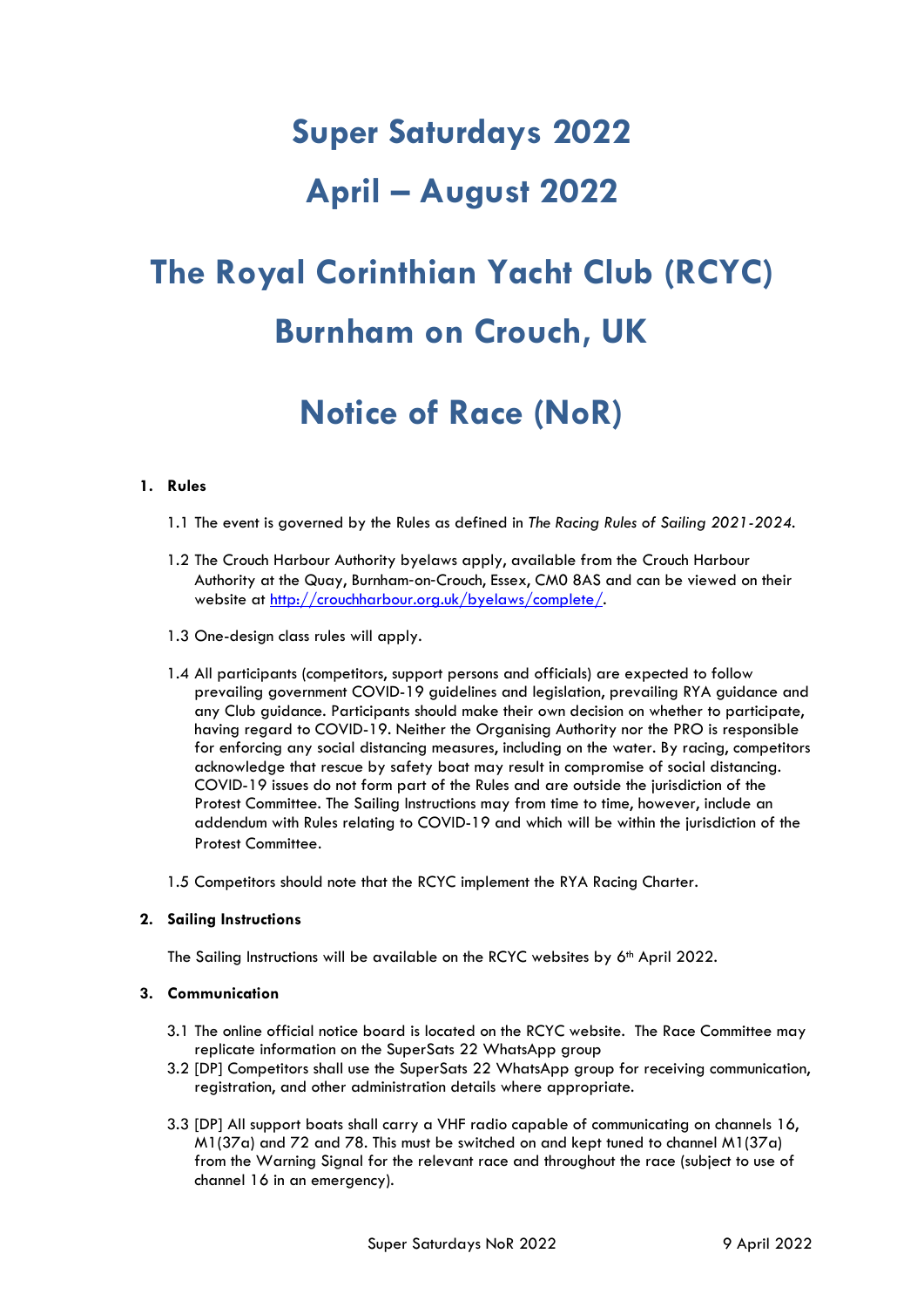# Super Saturdays 2022

# April – August 2022

# The Royal Corinthian Yacht Club (RCYC)

# Burnham on Crouch, UK

# Notice of Race (NoR)

## 1. Rules

1.1 The event is governed by the Rules as defined in *The Racing Rules of Sailing 2021-2024*.

1.2 The Crouch Harbour Authority byelaws apply, available from the Crouch Harbour Authority at the Quay, Burnham-on-Crouch, Essex, CM0 8AS and can be viewed on their website at http://crouchharbour.org.uk/byelaws/complete/.

1.3 One-design class rules will apply.

1.4 All participants (competitors, support persons and officials) are expected to follow prevailing government COVID-19 guidelines and legislation, prevailing RYA guidance and any Club guidance. Participants should make their own decision on whether to participate, having regard to COVID-19. Neither the Organising Authority nor the PRO is responsible for enforcing any social distancing measures, including on the water. By racing, competitors acknowledge that rescue by safety boat may result in compromise of social distancing. COVID-19 issues do not form part of the Rules and are outside the jurisdiction of the Protest Committee. The Sailing Instructions may from time to time, however, include an addendum with Rules relating to COVID-19 and which will be within the jurisdiction of the Protest Committee.

1.5 Competitors should note that the RCYC implement the RYA Racing Charter.

## 2. Sailing Instructions

The Sailing Instructions will be available on the RCYC websites by 6th April 2022.

## 3. Communication

3.1 The online official notice board is located on the RCYC website. The Race Committee may replicate information on the SuperSats 22 WhatsApp group

3.2 [DP] Competitors shall use the SuperSats 22 WhatsApp group for receiving communication, registration, and other administration details where appropriate.

3.3 [DP] All support boats shall carry a VHF radio capable of communicating on channels 16, M1(37a) and 72 and 78. This must be switched on and kept tuned to channel M1(37a) from the Warning Signal for the relevant race and throughout the race (subject to use of channel 16 in an emergency).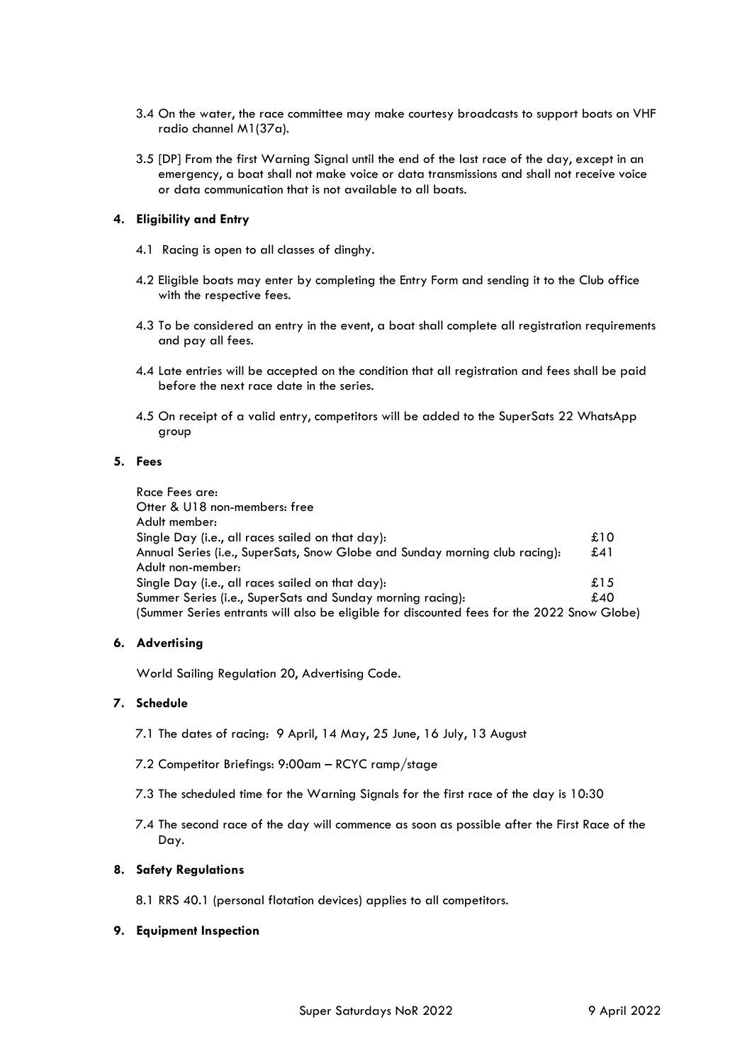3.4 On the water, the race committee may make courtesy broadcasts to support boats on VHF radio channel M1(37a).

3.5 [DP] From the first Warning Signal until the end of the last race of the day, except in an emergency, a boat shall not make voice or data transmissions and shall not receive voice or data communication that is not available to all boats.

## 4. Eligibility and Entry

4.1 Racing is open to all classes of dinghy.

4.2 Eligible boats may enter by completing the Entry Form and sending it to the Club office with the respective fees.

4.3 To be considered an entry in the event, a boat shall complete all registration requirements and pay all fees.

4.4 Late entries will be accepted on the condition that all registration and fees shall be paid before the next race date in the series.

4.5 On receipt of a valid entry, competitors will be added to the SuperSats 22 WhatsApp group

## 5. Fees

Race Fees are:
Otter & U18 non-members: free
Adult member:

| | |
|---|---|
| Single Day (i.e., all races sailed on that day): | £10 |
| Annual Series (i.e., SuperSats, Snow Globe and Sunday morning club racing): | £41 |

Adult non-member:

| | |
|---|---|
| Single Day (i.e., all races sailed on that day): | £15 |
| Summer Series (i.e., SuperSats and Sunday morning racing): | £40 |

(Summer Series entrants will also be eligible for discounted fees for the 2022 Snow Globe)

## 6. Advertising

World Sailing Regulation 20, Advertising Code.

## 7. Schedule

7.1 The dates of racing: 9 April, 14 May, 25 June, 16 July, 13 August

7.2 Competitor Briefings: 9:00am – RCYC ramp/stage

7.3 The scheduled time for the Warning Signals for the first race of the day is 10:30

7.4 The second race of the day will commence as soon as possible after the First Race of the Day.

## 8. Safety Regulations

8.1 RRS 40.1 (personal flotation devices) applies to all competitors.

## 9. Equipment Inspection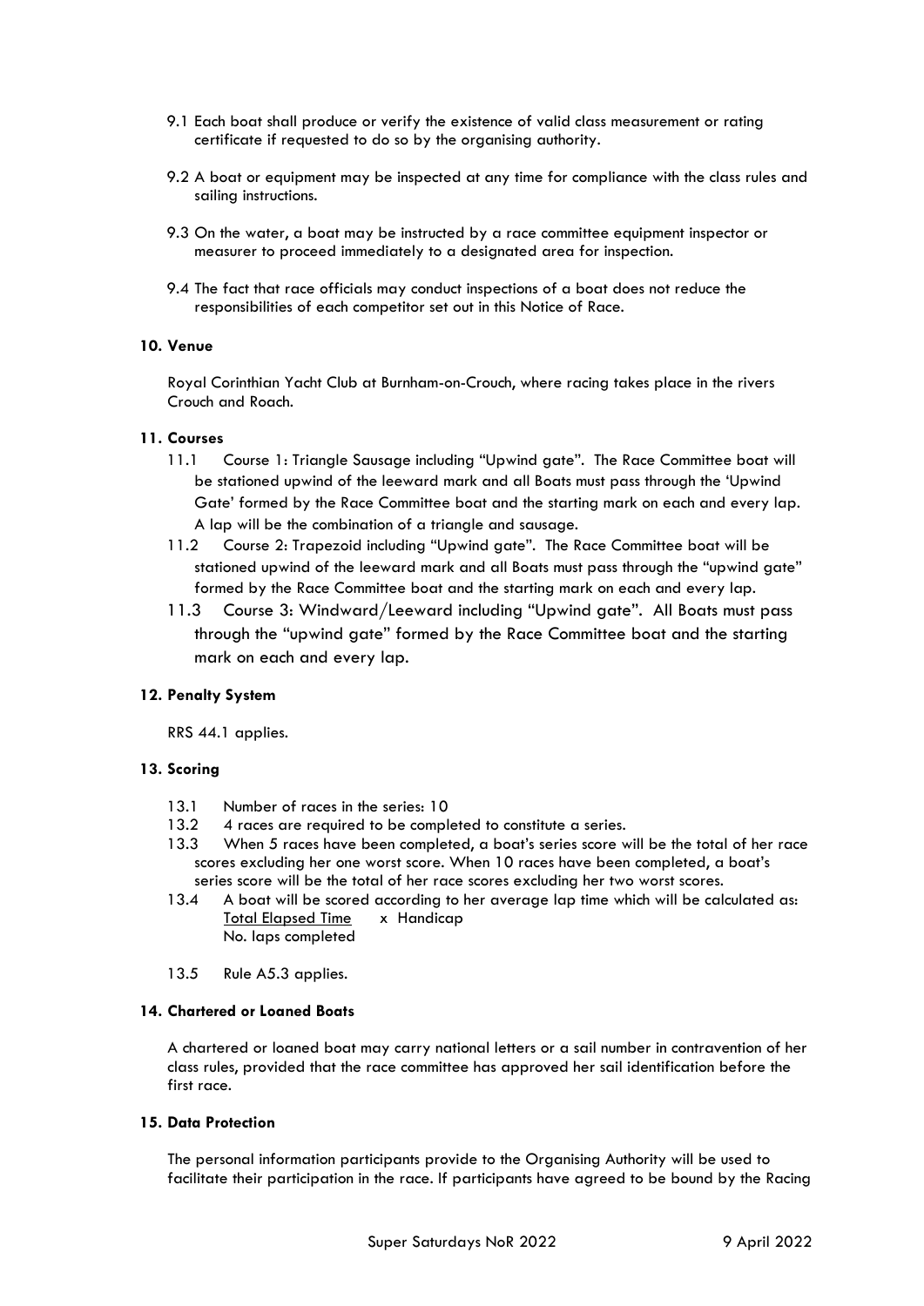9.1 Each boat shall produce or verify the existence of valid class measurement or rating certificate if requested to do so by the organising authority.

9.2 A boat or equipment may be inspected at any time for compliance with the class rules and sailing instructions.

9.3 On the water, a boat may be instructed by a race committee equipment inspector or measurer to proceed immediately to a designated area for inspection.

9.4 The fact that race officials may conduct inspections of a boat does not reduce the responsibilities of each competitor set out in this Notice of Race.

## 10. Venue

Royal Corinthian Yacht Club at Burnham-on-Crouch, where racing takes place in the rivers Crouch and Roach.

## 11. Courses

11.1 Course 1: Triangle Sausage including "Upwind gate". The Race Committee boat will be stationed upwind of the leeward mark and all Boats must pass through the 'Upwind Gate' formed by the Race Committee boat and the starting mark on each and every lap. A lap will be the combination of a triangle and sausage.

11.2 Course 2: Trapezoid including "Upwind gate". The Race Committee boat will be stationed upwind of the leeward mark and all Boats must pass through the "upwind gate" formed by the Race Committee boat and the starting mark on each and every lap.

11.3 Course 3: Windward/Leeward including "Upwind gate". All Boats must pass through the "upwind gate" formed by the Race Committee boat and the starting mark on each and every lap.

## 12. Penalty System

RRS 44.1 applies.

## 13. Scoring

13.1 Number of races in the series: 10

13.2 4 races are required to be completed to constitute a series.

13.3 When 5 races have been completed, a boat's series score will be the total of her race scores excluding her one worst score. When 10 races have been completed, a boat's series score will be the total of her race scores excluding her two worst scores.

13.4 A boat will be scored according to her average lap time which will be calculated as:

$$\frac{\text{Total Elapsed Time}}{\text{No. laps completed}} \times \text{Handicap}$$

13.5 Rule A5.3 applies.

## 14. Chartered or Loaned Boats

A chartered or loaned boat may carry national letters or a sail number in contravention of her class rules, provided that the race committee has approved her sail identification before the first race.

## 15. Data Protection

The personal information participants provide to the Organising Authority will be used to facilitate their participation in the race. If participants have agreed to be bound by the Racing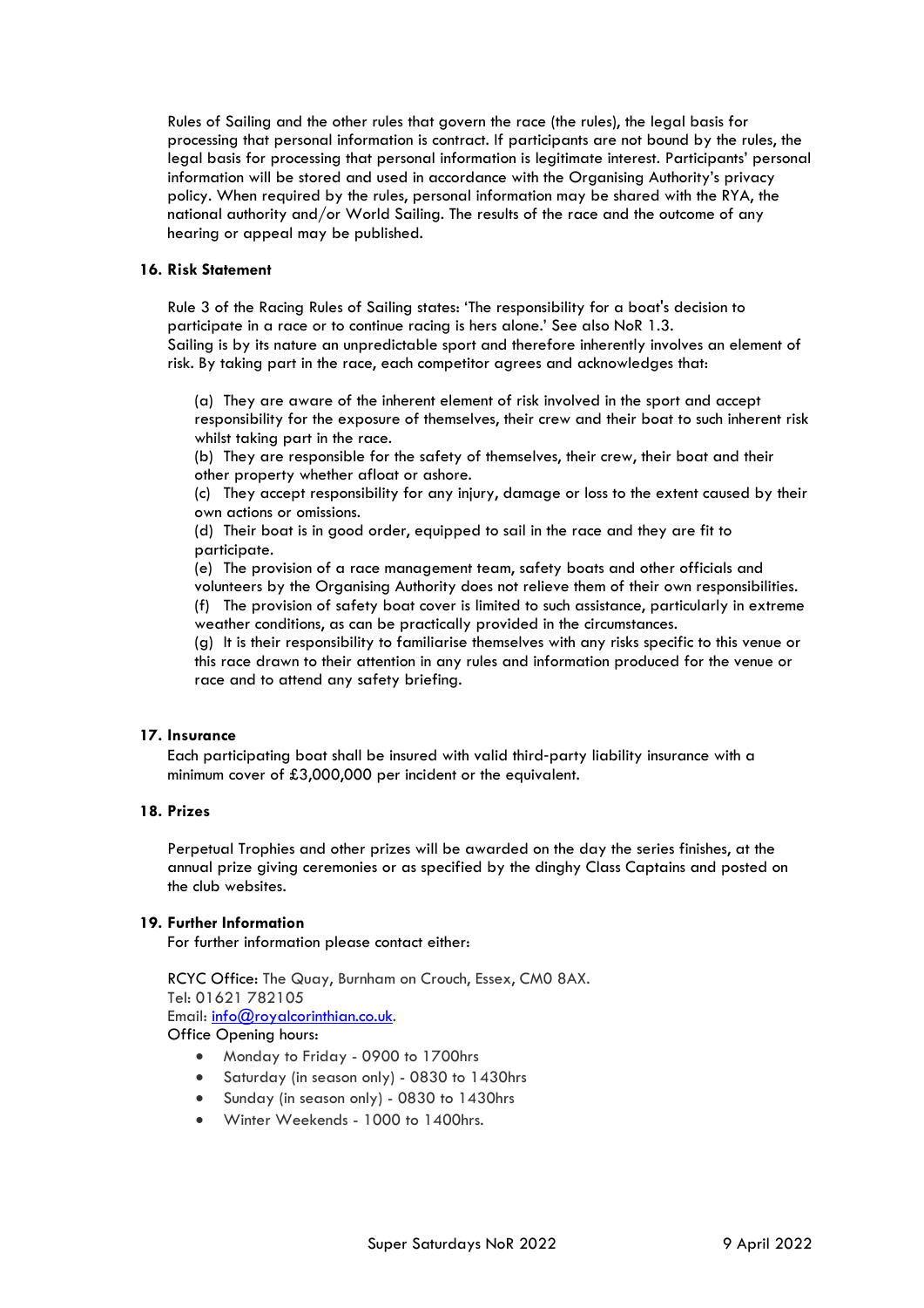Rules of Sailing and the other rules that govern the race (the rules), the legal basis for processing that personal information is contract. If participants are not bound by the rules, the legal basis for processing that personal information is legitimate interest. Participants' personal information will be stored and used in accordance with the Organising Authority's privacy policy. When required by the rules, personal information may be shared with the RYA, the national authority and/or World Sailing. The results of the race and the outcome of any hearing or appeal may be published.

**16. Risk Statement**

Rule 3 of the Racing Rules of Sailing states: 'The responsibility for a boat's decision to participate in a race or to continue racing is hers alone.' See also NoR 1.3.
Sailing is by its nature an unpredictable sport and therefore inherently involves an element of risk. By taking part in the race, each competitor agrees and acknowledges that:

(a) They are aware of the inherent element of risk involved in the sport and accept responsibility for the exposure of themselves, their crew and their boat to such inherent risk whilst taking part in the race.
(b) They are responsible for the safety of themselves, their crew, their boat and their other property whether afloat or ashore.
(c) They accept responsibility for any injury, damage or loss to the extent caused by their own actions or omissions.
(d) Their boat is in good order, equipped to sail in the race and they are fit to participate.
(e) The provision of a race management team, safety boats and other officials and volunteers by the Organising Authority does not relieve them of their own responsibilities.
(f) The provision of safety boat cover is limited to such assistance, particularly in extreme weather conditions, as can be practically provided in the circumstances.
(g) It is their responsibility to familiarise themselves with any risks specific to this venue or this race drawn to their attention in any rules and information produced for the venue or race and to attend any safety briefing.

**17. Insurance**

Each participating boat shall be insured with valid third-party liability insurance with a minimum cover of £3,000,000 per incident or the equivalent.

**18. Prizes**

Perpetual Trophies and other prizes will be awarded on the day the series finishes, at the annual prize giving ceremonies or as specified by the dinghy Class Captains and posted on the club websites.

**19. Further Information**

For further information please contact either:

RCYC Office: The Quay, Burnham on Crouch, Essex, CM0 8AX.
Tel: 01621 782105
Email: info@royalcorinthian.co.uk.
Office Opening hours:

- Monday to Friday - 0900 to 1700hrs
- Saturday (in season only) - 0830 to 1430hrs
- Sunday (in season only) - 0830 to 1430hrs
- Winter Weekends - 1000 to 1400hrs.